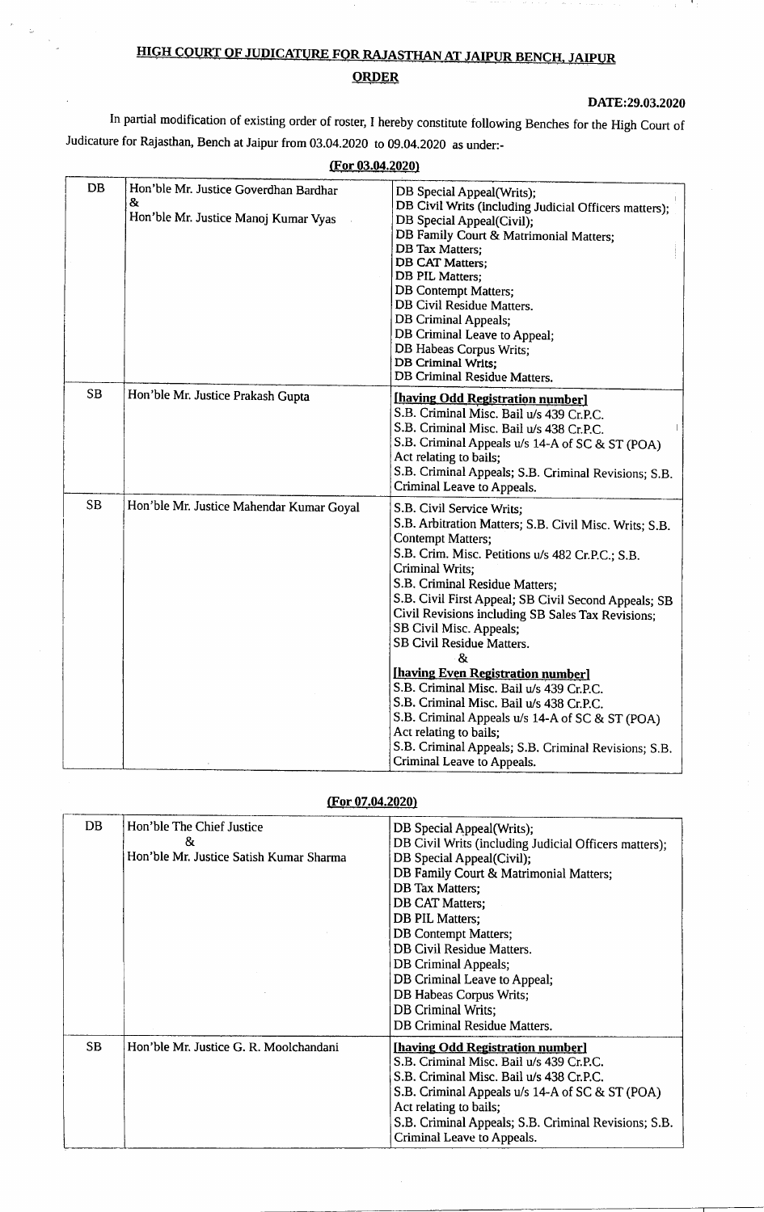# HIGH COURT OF JUDICATURE FOR RAJASTHAN AT JAIPUR BENCH, JAIPUR

## ORDER

**DATE:29.03.2020**

In partial modification of existing order of roster, I hereby constitute following Benches for the High Court of Judicature for Rajasthan, Bench at Jaipur from 03.04.2020 to 09.04.2020 as under:-

**(For 03.04.2020)**

| | | |
|---|---|---|
| DB | Hon'ble Mr. Justice Goverdhan Bardhar<br>&<br>Hon'ble Mr. Justice Manoj Kumar Vyas | DB Special Appeal(Writs);<br>DB Civil Writs (including Judicial Officers matters);<br>DB Special Appeal(Civil);<br>DB Family Court & Matrimonial Matters;<br>DB Tax Matters;<br>DB CAT Matters;<br>DB PIL Matters;<br>DB Contempt Matters;<br>DB Civil Residue Matters.<br>DB Criminal Appeals;<br>DB Criminal Leave to Appeal;<br>DB Habeas Corpus Writs;<br>DB Criminal Writs;<br>DB Criminal Residue Matters. |
| SB | Hon'ble Mr. Justice Prakash Gupta | **[having Odd Registration number]**<br>S.B. Criminal Misc. Bail u/s 439 Cr.P.C.<br>S.B. Criminal Misc. Bail u/s 438 Cr.P.C.<br>S.B. Criminal Appeals u/s 14-A of SC & ST (POA) Act relating to bails;<br>S.B. Criminal Appeals; S.B. Criminal Revisions; S.B. Criminal Leave to Appeals. |
| SB | Hon'ble Mr. Justice Mahendar Kumar Goyal | S.B. Civil Service Writs;<br>S.B. Arbitration Matters; S.B. Civil Misc. Writs; S.B. Contempt Matters;<br>S.B. Crim. Misc. Petitions u/s 482 Cr.P.C.; S.B. Criminal Writs;<br>S.B. Criminal Residue Matters;<br>S.B. Civil First Appeal; SB Civil Second Appeals; SB Civil Revisions including SB Sales Tax Revisions;<br>SB Civil Misc. Appeals;<br>SB Civil Residue Matters.<br>&<br>**[having Even Registration number]**<br>S.B. Criminal Misc. Bail u/s 439 Cr.P.C.<br>S.B. Criminal Misc. Bail u/s 438 Cr.P.C.<br>S.B. Criminal Appeals u/s 14-A of SC & ST (POA) Act relating to bails;<br>S.B. Criminal Appeals; S.B. Criminal Revisions; S.B. Criminal Leave to Appeals. |

**(For 07.04.2020)**

| | | |
|---|---|---|
| DB | Hon'ble The Chief Justice<br>&<br>Hon'ble Mr. Justice Satish Kumar Sharma | DB Special Appeal(Writs);<br>DB Civil Writs (including Judicial Officers matters);<br>DB Special Appeal(Civil);<br>DB Family Court & Matrimonial Matters;<br>DB Tax Matters;<br>DB CAT Matters;<br>DB PIL Matters;<br>DB Contempt Matters;<br>DB Civil Residue Matters.<br>DB Criminal Appeals;<br>DB Criminal Leave to Appeal;<br>DB Habeas Corpus Writs;<br>DB Criminal Writs;<br>DB Criminal Residue Matters. |
| SB | Hon'ble Mr. Justice G. R. Moolchandani | **[having Odd Registration number]**<br>S.B. Criminal Misc. Bail u/s 439 Cr.P.C.<br>S.B. Criminal Misc. Bail u/s 438 Cr.P.C.<br>S.B. Criminal Appeals u/s 14-A of SC & ST (POA) Act relating to bails;<br>S.B. Criminal Appeals; S.B. Criminal Revisions; S.B. Criminal Leave to Appeals. |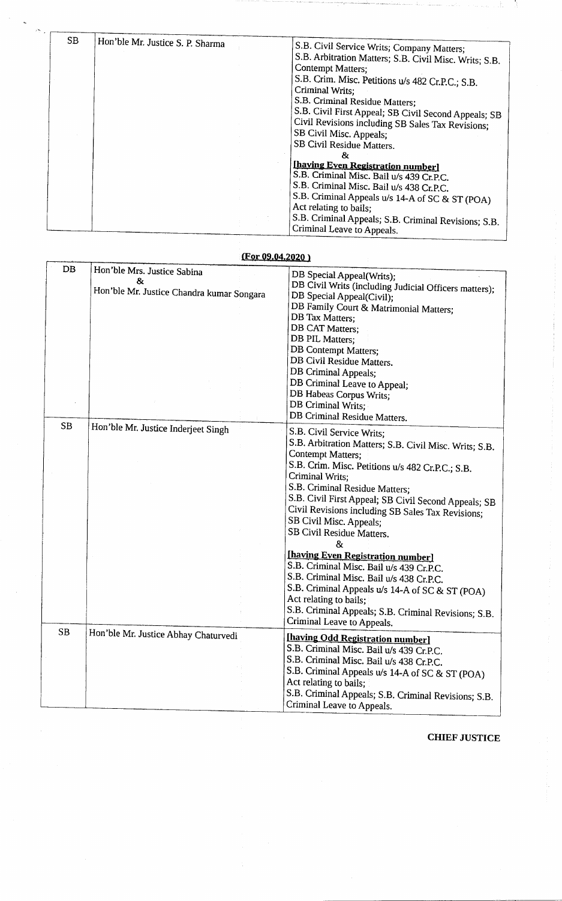| | | |
|---|---|---|
| SB | Hon'ble Mr. Justice S. P. Sharma | S.B. Civil Service Writs; Company Matters;<br>S.B. Arbitration Matters; S.B. Civil Misc. Writs; S.B. Contempt Matters;<br>S.B. Crim. Misc. Petitions u/s 482 Cr.P.C.; S.B. Criminal Writs;<br>S.B. Criminal Residue Matters;<br>S.B. Civil First Appeal; SB Civil Second Appeals; SB Civil Revisions including SB Sales Tax Revisions;<br>SB Civil Misc. Appeals;<br>SB Civil Residue Matters.<br>&<br>**[having Even Registration number]**<br>S.B. Criminal Misc. Bail u/s 439 Cr.P.C.<br>S.B. Criminal Misc. Bail u/s 438 Cr.P.C.<br>S.B. Criminal Appeals u/s 14-A of SC & ST (POA) Act relating to bails;<br>S.B. Criminal Appeals; S.B. Criminal Revisions; S.B. Criminal Leave to Appeals. |

**(For 09.04.2020 )**

| | | |
|---|---|---|
| DB | Hon'ble Mrs. Justice Sabina<br>&<br>Hon'ble Mr. Justice Chandra kumar Songara | DB Special Appeal(Writs);<br>DB Civil Writs (including Judicial Officers matters);<br>DB Special Appeal(Civil);<br>DB Family Court & Matrimonial Matters;<br>DB Tax Matters;<br>DB CAT Matters;<br>DB PIL Matters;<br>DB Contempt Matters;<br>DB Civil Residue Matters.<br>DB Criminal Appeals;<br>DB Criminal Leave to Appeal;<br>DB Habeas Corpus Writs;<br>DB Criminal Writs;<br>DB Criminal Residue Matters. |
| SB | Hon'ble Mr. Justice Inderjeet Singh | S.B. Civil Service Writs;<br>S.B. Arbitration Matters; S.B. Civil Misc. Writs; S.B. Contempt Matters;<br>S.B. Crim. Misc. Petitions u/s 482 Cr.P.C.; S.B. Criminal Writs;<br>S.B. Criminal Residue Matters;<br>S.B. Civil First Appeal; SB Civil Second Appeals; SB Civil Revisions including SB Sales Tax Revisions;<br>SB Civil Misc. Appeals;<br>SB Civil Residue Matters.<br>&<br>**[having Even Registration number]**<br>S.B. Criminal Misc. Bail u/s 439 Cr.P.C.<br>S.B. Criminal Misc. Bail u/s 438 Cr.P.C.<br>S.B. Criminal Appeals u/s 14-A of SC & ST (POA) Act relating to bails;<br>S.B. Criminal Appeals; S.B. Criminal Revisions; S.B. Criminal Leave to Appeals. |
| SB | Hon'ble Mr. Justice Abhay Chaturvedi | **[having Odd Registration number]**<br>S.B. Criminal Misc. Bail u/s 439 Cr.P.C.<br>S.B. Criminal Misc. Bail u/s 438 Cr.P.C.<br>S.B. Criminal Appeals u/s 14-A of SC & ST (POA) Act relating to bails;<br>S.B. Criminal Appeals; S.B. Criminal Revisions; S.B. Criminal Leave to Appeals. |

**CHIEF JUSTICE**